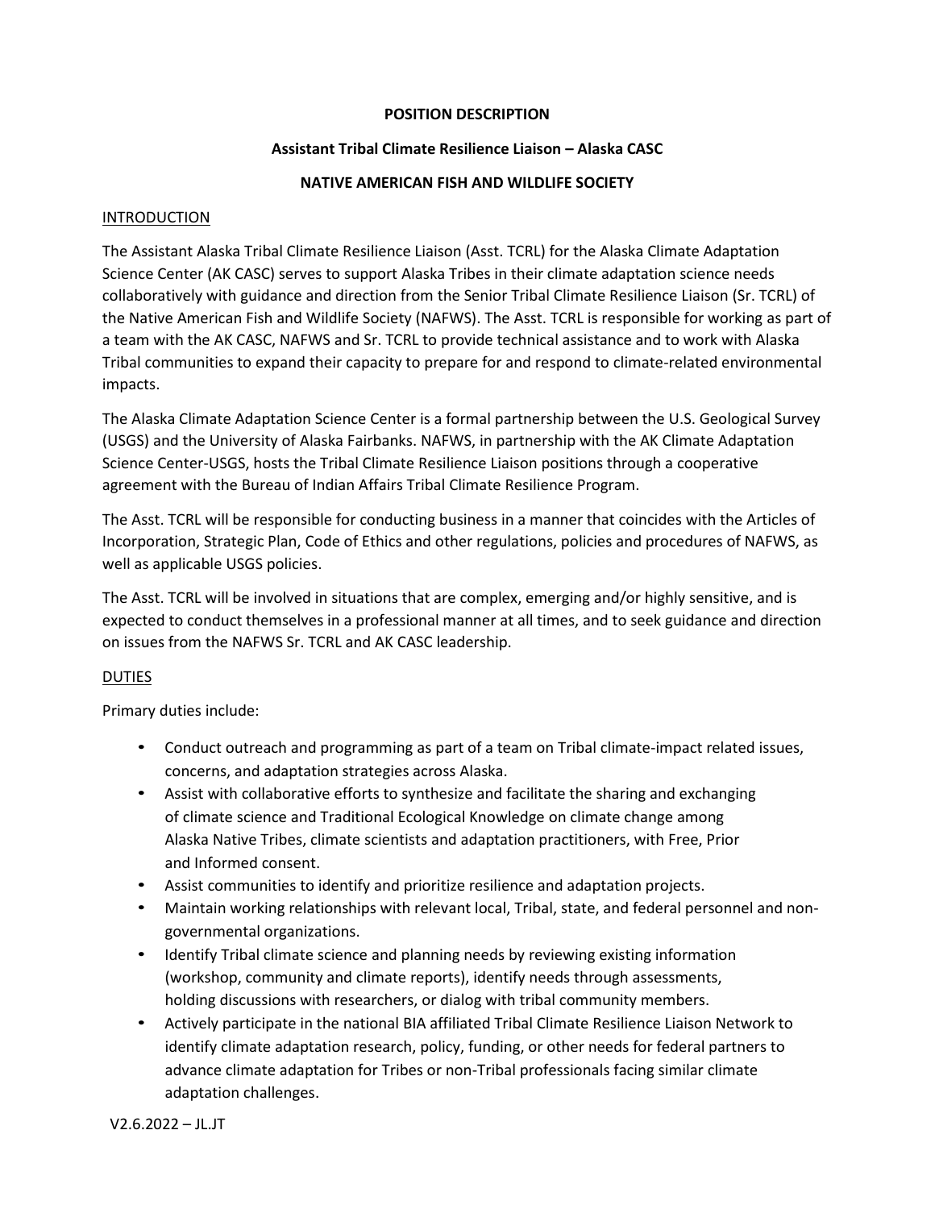**POSITION DESCRIPTION**

**Assistant Tribal Climate Resilience Liaison – Alaska CASC**

**NATIVE AMERICAN FISH AND WILDLIFE SOCIETY**

INTRODUCTION

The Assistant Alaska Tribal Climate Resilience Liaison (Asst. TCRL) for the Alaska Climate Adaptation Science Center (AK CASC) serves to support Alaska Tribes in their climate adaptation science needs collaboratively with guidance and direction from the Senior Tribal Climate Resilience Liaison (Sr. TCRL) of the Native American Fish and Wildlife Society (NAFWS). The Asst. TCRL is responsible for working as part of a team with the AK CASC, NAFWS and Sr. TCRL to provide technical assistance and to work with Alaska Tribal communities to expand their capacity to prepare for and respond to climate-related environmental impacts.

The Alaska Climate Adaptation Science Center is a formal partnership between the U.S. Geological Survey (USGS) and the University of Alaska Fairbanks. NAFWS, in partnership with the AK Climate Adaptation Science Center-USGS, hosts the Tribal Climate Resilience Liaison positions through a cooperative agreement with the Bureau of Indian Affairs Tribal Climate Resilience Program.

The Asst. TCRL will be responsible for conducting business in a manner that coincides with the Articles of Incorporation, Strategic Plan, Code of Ethics and other regulations, policies and procedures of NAFWS, as well as applicable USGS policies.

The Asst. TCRL will be involved in situations that are complex, emerging and/or highly sensitive, and is expected to conduct themselves in a professional manner at all times, and to seek guidance and direction on issues from the NAFWS Sr. TCRL and AK CASC leadership.

DUTIES

Primary duties include:

- Conduct outreach and programming as part of a team on Tribal climate-impact related issues, concerns, and adaptation strategies across Alaska.
- Assist with collaborative efforts to synthesize and facilitate the sharing and exchanging of climate science and Traditional Ecological Knowledge on climate change among Alaska Native Tribes, climate scientists and adaptation practitioners, with Free, Prior and Informed consent.
- Assist communities to identify and prioritize resilience and adaptation projects.
- Maintain working relationships with relevant local, Tribal, state, and federal personnel and non-governmental organizations.
- Identify Tribal climate science and planning needs by reviewing existing information (workshop, community and climate reports), identify needs through assessments, holding discussions with researchers, or dialog with tribal community members.
- Actively participate in the national BIA affiliated Tribal Climate Resilience Liaison Network to identify climate adaptation research, policy, funding, or other needs for federal partners to advance climate adaptation for Tribes or non-Tribal professionals facing similar climate adaptation challenges.

V2.6.2022 – JL.JT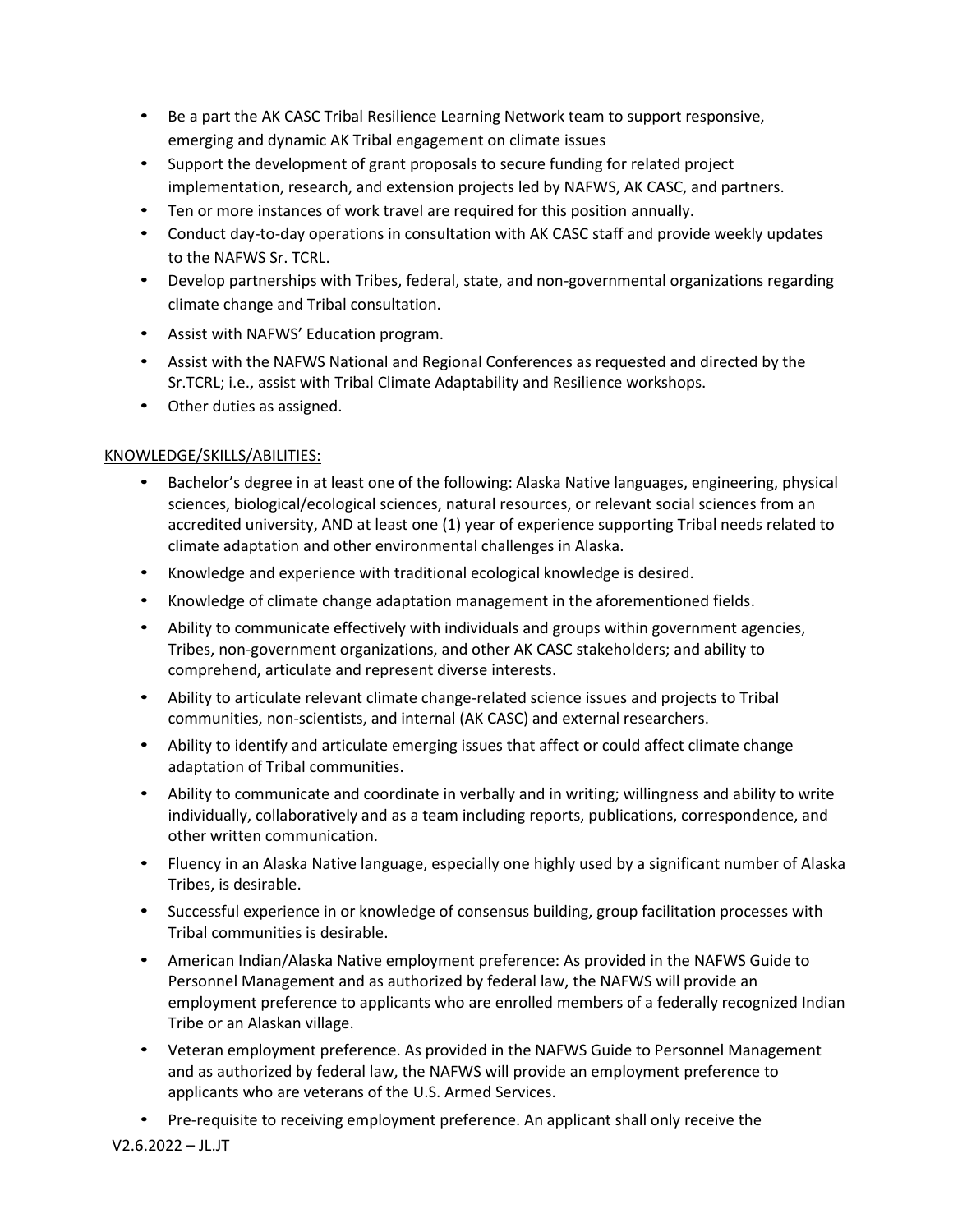- Be a part the AK CASC Tribal Resilience Learning Network team to support responsive, emerging and dynamic AK Tribal engagement on climate issues
- Support the development of grant proposals to secure funding for related project implementation, research, and extension projects led by NAFWS, AK CASC, and partners.
- Ten or more instances of work travel are required for this position annually.
- Conduct day-to-day operations in consultation with AK CASC staff and provide weekly updates to the NAFWS Sr. TCRL.
- Develop partnerships with Tribes, federal, state, and non-governmental organizations regarding climate change and Tribal consultation.
- Assist with NAFWS' Education program.
- Assist with the NAFWS National and Regional Conferences as requested and directed by the Sr.TCRL; i.e., assist with Tribal Climate Adaptability and Resilience workshops.
- Other duties as assigned.

KNOWLEDGE/SKILLS/ABILITIES:

- Bachelor's degree in at least one of the following: Alaska Native languages, engineering, physical sciences, biological/ecological sciences, natural resources, or relevant social sciences from an accredited university, AND at least one (1) year of experience supporting Tribal needs related to climate adaptation and other environmental challenges in Alaska.
- Knowledge and experience with traditional ecological knowledge is desired.
- Knowledge of climate change adaptation management in the aforementioned fields.
- Ability to communicate effectively with individuals and groups within government agencies, Tribes, non-government organizations, and other AK CASC stakeholders; and ability to comprehend, articulate and represent diverse interests.
- Ability to articulate relevant climate change-related science issues and projects to Tribal communities, non-scientists, and internal (AK CASC) and external researchers.
- Ability to identify and articulate emerging issues that affect or could affect climate change adaptation of Tribal communities.
- Ability to communicate and coordinate in verbally and in writing; willingness and ability to write individually, collaboratively and as a team including reports, publications, correspondence, and other written communication.
- Fluency in an Alaska Native language, especially one highly used by a significant number of Alaska Tribes, is desirable.
- Successful experience in or knowledge of consensus building, group facilitation processes with Tribal communities is desirable.
- American Indian/Alaska Native employment preference: As provided in the NAFWS Guide to Personnel Management and as authorized by federal law, the NAFWS will provide an employment preference to applicants who are enrolled members of a federally recognized Indian Tribe or an Alaskan village.
- Veteran employment preference. As provided in the NAFWS Guide to Personnel Management and as authorized by federal law, the NAFWS will provide an employment preference to applicants who are veterans of the U.S. Armed Services.
- Pre-requisite to receiving employment preference. An applicant shall only receive the

V2.6.2022 – JL.JT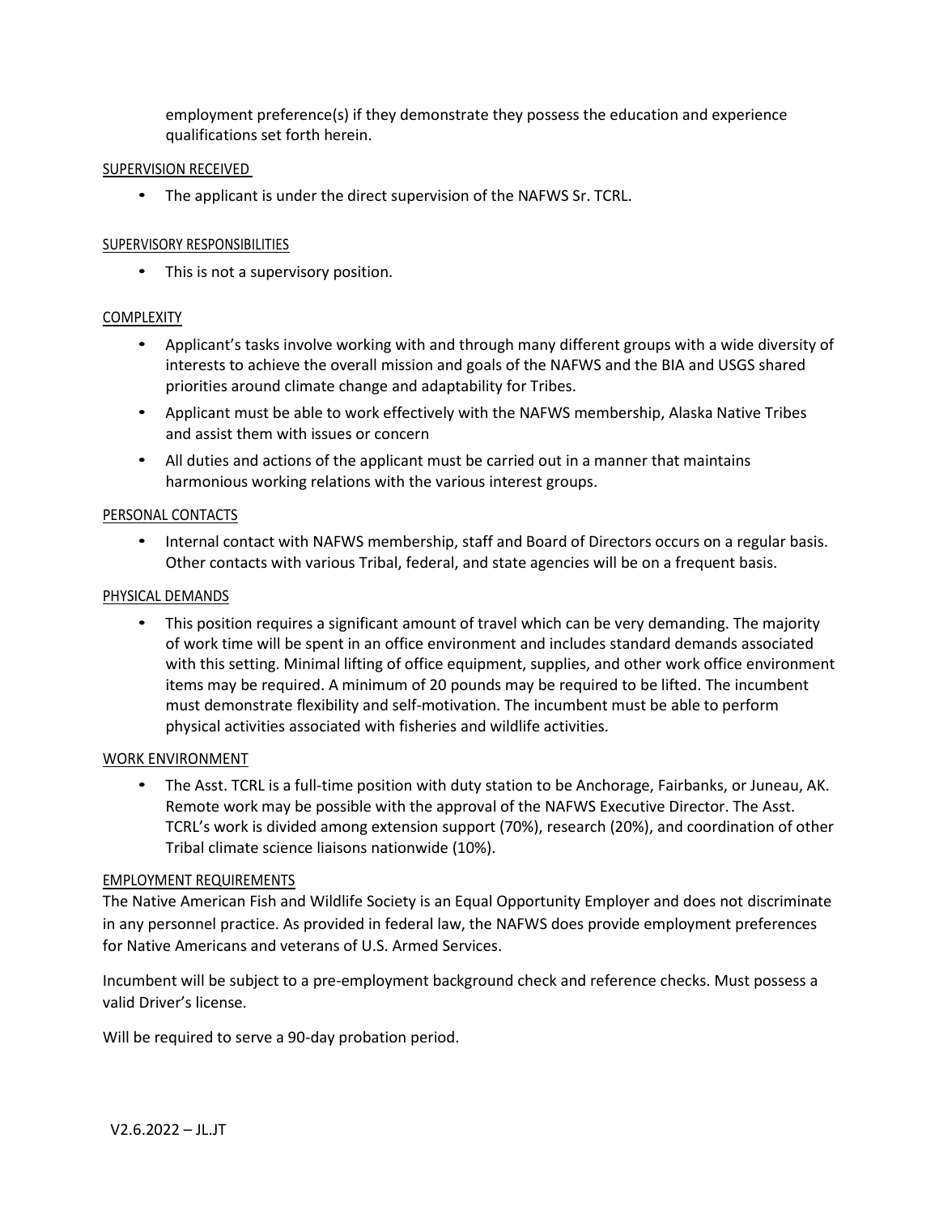employment preference(s) if they demonstrate they possess the education and experience qualifications set forth herein.

## SUPERVISION RECEIVED

- The applicant is under the direct supervision of the NAFWS Sr. TCRL.

## SUPERVISORY RESPONSIBILITIES

- This is not a supervisory position.

## COMPLEXITY

- Applicant's tasks involve working with and through many different groups with a wide diversity of interests to achieve the overall mission and goals of the NAFWS and the BIA and USGS shared priorities around climate change and adaptability for Tribes.
- Applicant must be able to work effectively with the NAFWS membership, Alaska Native Tribes and assist them with issues or concern
- All duties and actions of the applicant must be carried out in a manner that maintains harmonious working relations with the various interest groups.

## PERSONAL CONTACTS

- Internal contact with NAFWS membership, staff and Board of Directors occurs on a regular basis. Other contacts with various Tribal, federal, and state agencies will be on a frequent basis.

## PHYSICAL DEMANDS

- This position requires a significant amount of travel which can be very demanding. The majority of work time will be spent in an office environment and includes standard demands associated with this setting. Minimal lifting of office equipment, supplies, and other work office environment items may be required. A minimum of 20 pounds may be required to be lifted. The incumbent must demonstrate flexibility and self-motivation. The incumbent must be able to perform physical activities associated with fisheries and wildlife activities.

## WORK ENVIRONMENT

- The Asst. TCRL is a full-time position with duty station to be Anchorage, Fairbanks, or Juneau, AK. Remote work may be possible with the approval of the NAFWS Executive Director. The Asst. TCRL's work is divided among extension support (70%), research (20%), and coordination of other Tribal climate science liaisons nationwide (10%).

## EMPLOYMENT REQUIREMENTS

The Native American Fish and Wildlife Society is an Equal Opportunity Employer and does not discriminate in any personnel practice. As provided in federal law, the NAFWS does provide employment preferences for Native Americans and veterans of U.S. Armed Services.

Incumbent will be subject to a pre-employment background check and reference checks. Must possess a valid Driver's license.

Will be required to serve a 90-day probation period.

V2.6.2022 – JL.JT